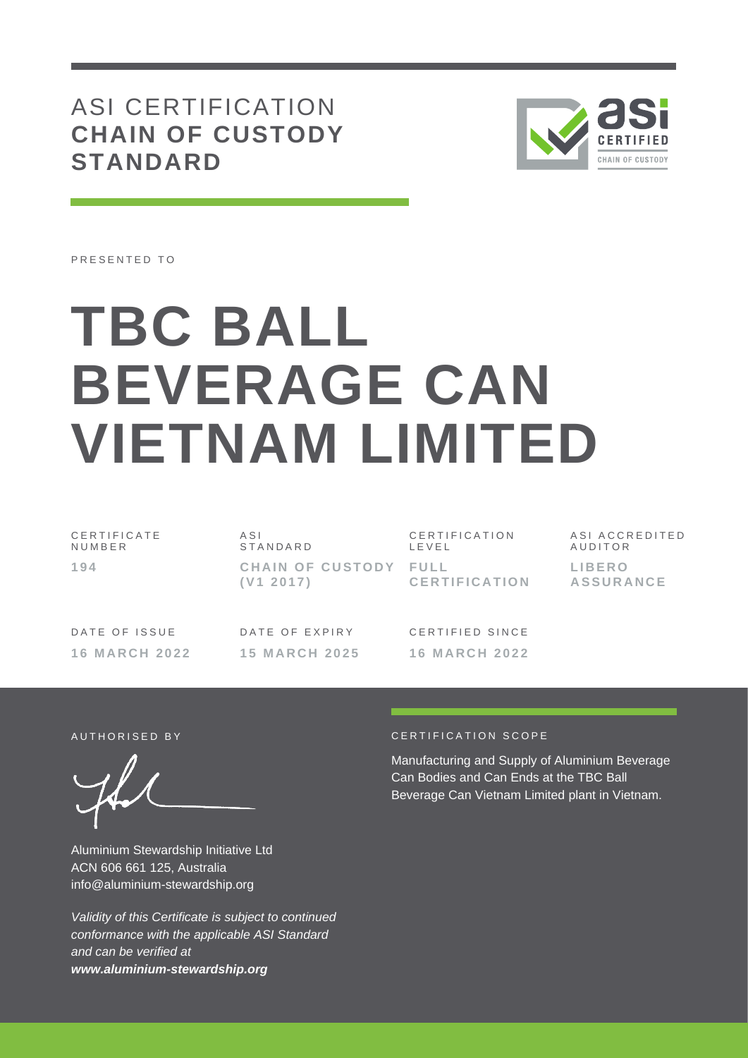# ASI CERTIFICATION **CHAIN OF CUSTODY STANDARD**

PRESENTED TO

# TBC BALL BEVERAGE CAN VIETNAM LIMITED

| CERTIFICATE NUMBER | ASI STANDARD | CERTIFICATION LEVEL | ASI ACCREDITED AUDITOR |
|---|---|---|---|
| **194** | **CHAIN OF CUSTODY (V1 2017)** | **FULL CERTIFICATION** | **LIBERO ASSURANCE** |

| DATE OF ISSUE | DATE OF EXPIRY | CERTIFIED SINCE |
|---|---|---|
| **16 MARCH 2022** | **15 MARCH 2025** | **16 MARCH 2022** |

AUTHORISED BY

Aluminium Stewardship Initiative Ltd
ACN 606 661 125, Australia
info@aluminium-stewardship.org

*Validity of this Certificate is subject to continued conformance with the applicable ASI Standard and can be verified at **www.aluminium-stewardship.org***

CERTIFICATION SCOPE

Manufacturing and Supply of Aluminium Beverage Can Bodies and Can Ends at the TBC Ball Beverage Can Vietnam Limited plant in Vietnam.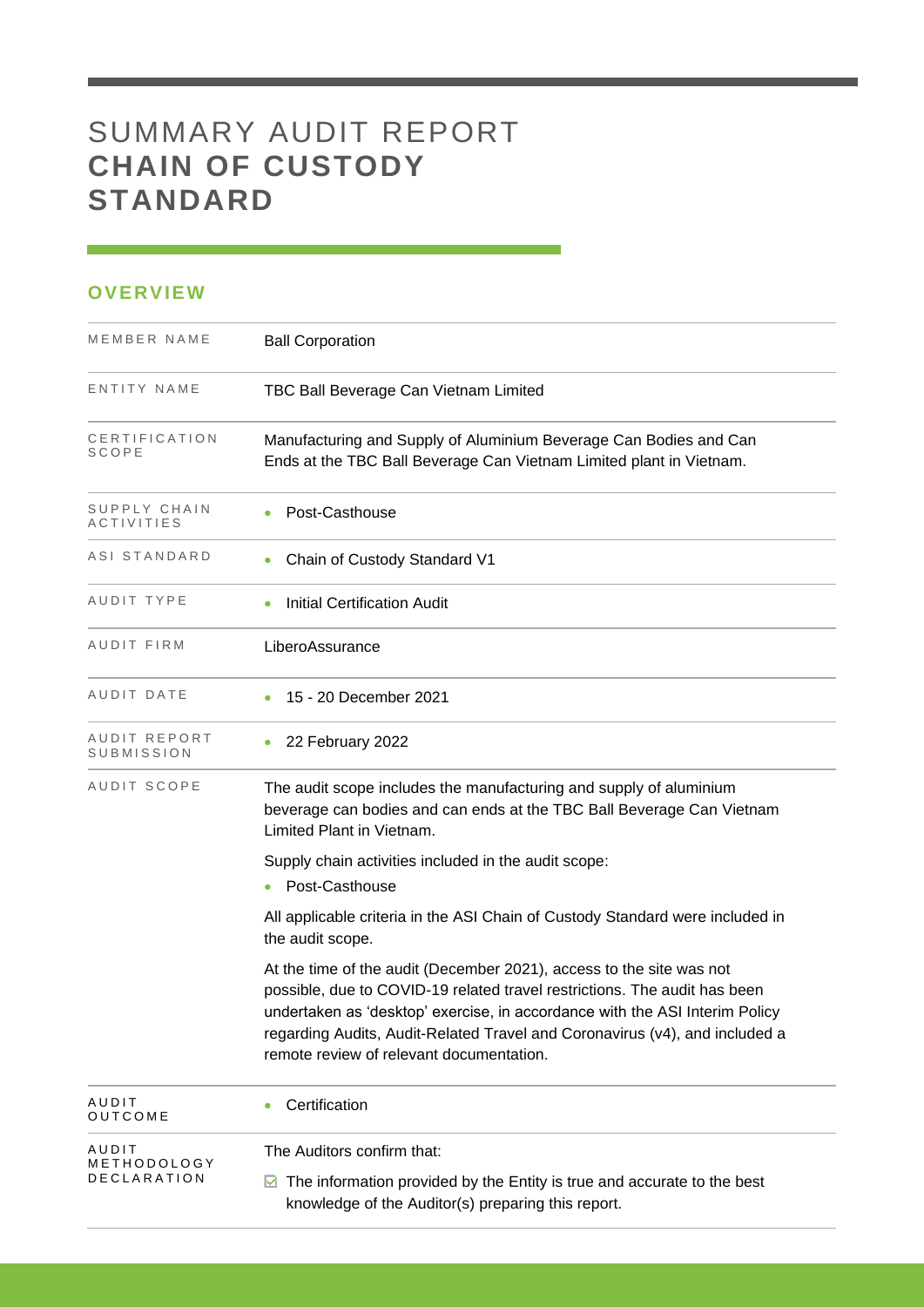# SUMMARY AUDIT REPORT **CHAIN OF CUSTODY STANDARD**

## OVERVIEW

| | |
|---|---|
| MEMBER NAME | Ball Corporation |
| ENTITY NAME | TBC Ball Beverage Can Vietnam Limited |
| CERTIFICATION SCOPE | Manufacturing and Supply of Aluminium Beverage Can Bodies and Can Ends at the TBC Ball Beverage Can Vietnam Limited plant in Vietnam. |
| SUPPLY CHAIN ACTIVITIES | • Post-Casthouse |
| ASI STANDARD | • Chain of Custody Standard V1 |
| AUDIT TYPE | • Initial Certification Audit |
| AUDIT FIRM | LiberoAssurance |
| AUDIT DATE | • 15 - 20 December 2021 |
| AUDIT REPORT SUBMISSION | • 22 February 2022 |
| AUDIT SCOPE | The audit scope includes the manufacturing and supply of aluminium beverage can bodies and can ends at the TBC Ball Beverage Can Vietnam Limited Plant in Vietnam.<br><br>Supply chain activities included in the audit scope:<br>• Post-Casthouse<br><br>All applicable criteria in the ASI Chain of Custody Standard were included in the audit scope.<br><br>At the time of the audit (December 2021), access to the site was not possible, due to COVID-19 related travel restrictions. The audit has been undertaken as 'desktop' exercise, in accordance with the ASI Interim Policy regarding Audits, Audit-Related Travel and Coronavirus (v4), and included a remote review of relevant documentation. |
| AUDIT OUTCOME | • Certification |
| AUDIT METHODOLOGY DECLARATION | The Auditors confirm that:<br><br>☑ The information provided by the Entity is true and accurate to the best knowledge of the Auditor(s) preparing this report. |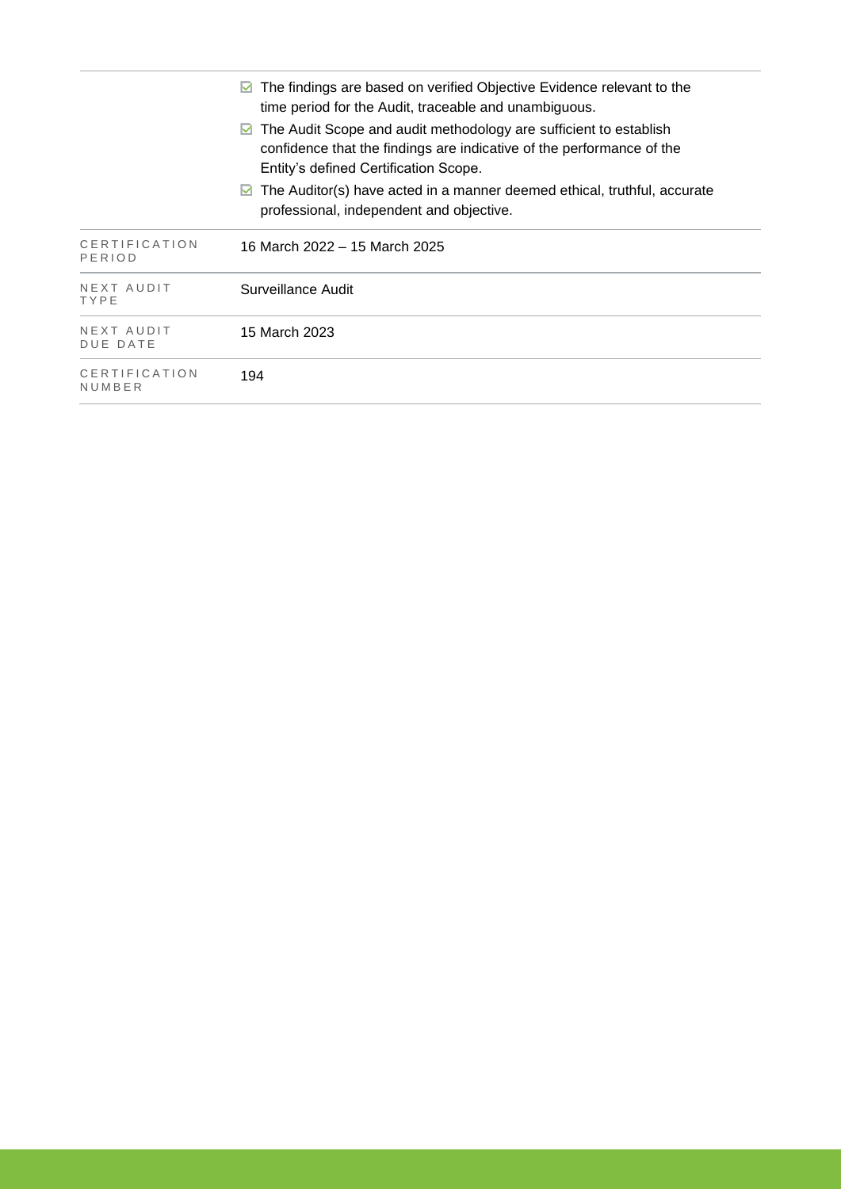| | |
|---|---|
| | ☑ The findings are based on verified Objective Evidence relevant to the time period for the Audit, traceable and unambiguous.<br>☑ The Audit Scope and audit methodology are sufficient to establish confidence that the findings are indicative of the performance of the Entity's defined Certification Scope.<br>☑ The Auditor(s) have acted in a manner deemed ethical, truthful, accurate professional, independent and objective. |
| CERTIFICATION PERIOD | 16 March 2022 – 15 March 2025 |
| NEXT AUDIT TYPE | Surveillance Audit |
| NEXT AUDIT DUE DATE | 15 March 2023 |
| CERTIFICATION NUMBER | 194 |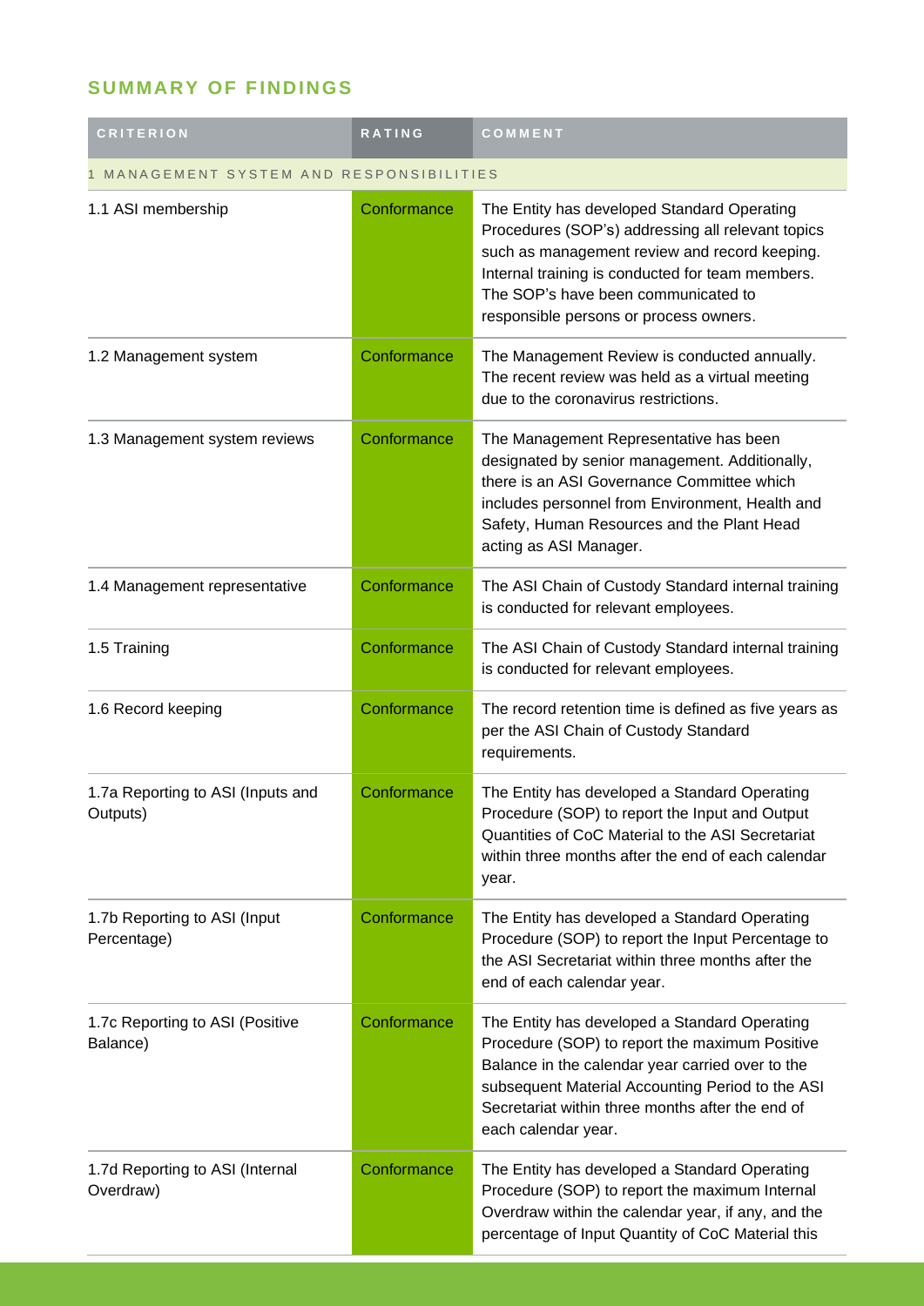## SUMMARY OF FINDINGS

| CRITERION | RATING | COMMENT |
|---|---|---|
| 1 MANAGEMENT SYSTEM AND RESPONSIBILITIES | | |
| 1.1 ASI membership | Conformance | The Entity has developed Standard Operating Procedures (SOP's) addressing all relevant topics such as management review and record keeping. Internal training is conducted for team members. The SOP's have been communicated to responsible persons or process owners. |
| 1.2 Management system | Conformance | The Management Review is conducted annually. The recent review was held as a virtual meeting due to the coronavirus restrictions. |
| 1.3 Management system reviews | Conformance | The Management Representative has been designated by senior management. Additionally, there is an ASI Governance Committee which includes personnel from Environment, Health and Safety, Human Resources and the Plant Head acting as ASI Manager. |
| 1.4 Management representative | Conformance | The ASI Chain of Custody Standard internal training is conducted for relevant employees. |
| 1.5 Training | Conformance | The ASI Chain of Custody Standard internal training is conducted for relevant employees. |
| 1.6 Record keeping | Conformance | The record retention time is defined as five years as per the ASI Chain of Custody Standard requirements. |
| 1.7a Reporting to ASI (Inputs and Outputs) | Conformance | The Entity has developed a Standard Operating Procedure (SOP) to report the Input and Output Quantities of CoC Material to the ASI Secretariat within three months after the end of each calendar year. |
| 1.7b Reporting to ASI (Input Percentage) | Conformance | The Entity has developed a Standard Operating Procedure (SOP) to report the Input Percentage to the ASI Secretariat within three months after the end of each calendar year. |
| 1.7c Reporting to ASI (Positive Balance) | Conformance | The Entity has developed a Standard Operating Procedure (SOP) to report the maximum Positive Balance in the calendar year carried over to the subsequent Material Accounting Period to the ASI Secretariat within three months after the end of each calendar year. |
| 1.7d Reporting to ASI (Internal Overdraw) | Conformance | The Entity has developed a Standard Operating Procedure (SOP) to report the maximum Internal Overdraw within the calendar year, if any, and the percentage of Input Quantity of CoC Material this |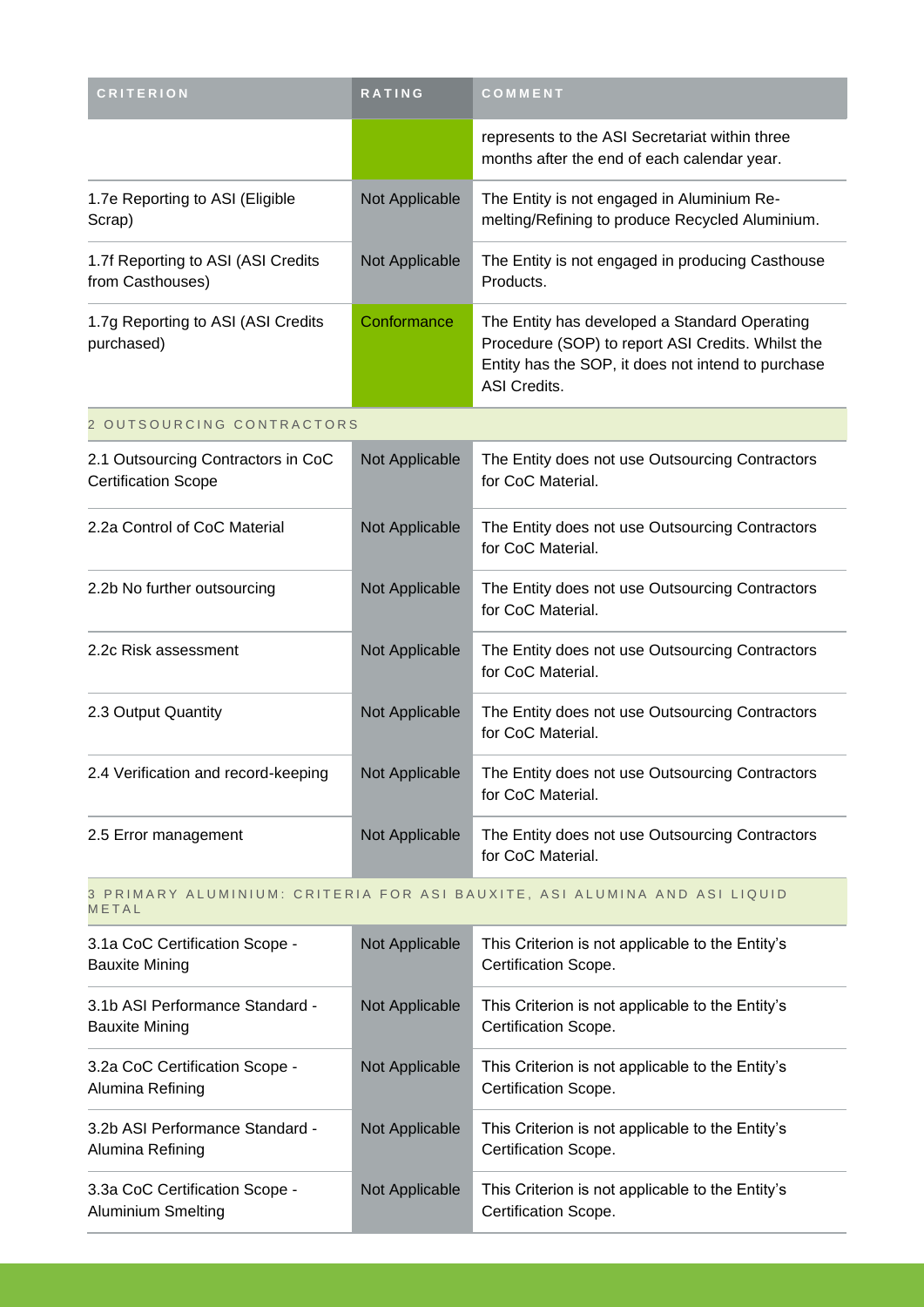| CRITERION | RATING | COMMENT |
| --- | --- | --- |
| | | represents to the ASI Secretariat within three months after the end of each calendar year. |
| 1.7e Reporting to ASI (Eligible Scrap) | Not Applicable | The Entity is not engaged in Aluminium Re-melting/Refining to produce Recycled Aluminium. |
| 1.7f Reporting to ASI (ASI Credits from Casthouses) | Not Applicable | The Entity is not engaged in producing Casthouse Products. |
| 1.7g Reporting to ASI (ASI Credits purchased) | Conformance | The Entity has developed a Standard Operating Procedure (SOP) to report ASI Credits. Whilst the Entity has the SOP, it does not intend to purchase ASI Credits. |
| 2 OUTSOURCING CONTRACTORS | | |
| 2.1 Outsourcing Contractors in CoC Certification Scope | Not Applicable | The Entity does not use Outsourcing Contractors for CoC Material. |
| 2.2a Control of CoC Material | Not Applicable | The Entity does not use Outsourcing Contractors for CoC Material. |
| 2.2b No further outsourcing | Not Applicable | The Entity does not use Outsourcing Contractors for CoC Material. |
| 2.2c Risk assessment | Not Applicable | The Entity does not use Outsourcing Contractors for CoC Material. |
| 2.3 Output Quantity | Not Applicable | The Entity does not use Outsourcing Contractors for CoC Material. |
| 2.4 Verification and record-keeping | Not Applicable | The Entity does not use Outsourcing Contractors for CoC Material. |
| 2.5 Error management | Not Applicable | The Entity does not use Outsourcing Contractors for CoC Material. |
| 3 PRIMARY ALUMINIUM: CRITERIA FOR ASI BAUXITE, ASI ALUMINA AND ASI LIQUID METAL | | |
| 3.1a CoC Certification Scope - Bauxite Mining | Not Applicable | This Criterion is not applicable to the Entity's Certification Scope. |
| 3.1b ASI Performance Standard - Bauxite Mining | Not Applicable | This Criterion is not applicable to the Entity's Certification Scope. |
| 3.2a CoC Certification Scope - Alumina Refining | Not Applicable | This Criterion is not applicable to the Entity's Certification Scope. |
| 3.2b ASI Performance Standard - Alumina Refining | Not Applicable | This Criterion is not applicable to the Entity's Certification Scope. |
| 3.3a CoC Certification Scope - Aluminium Smelting | Not Applicable | This Criterion is not applicable to the Entity's Certification Scope. |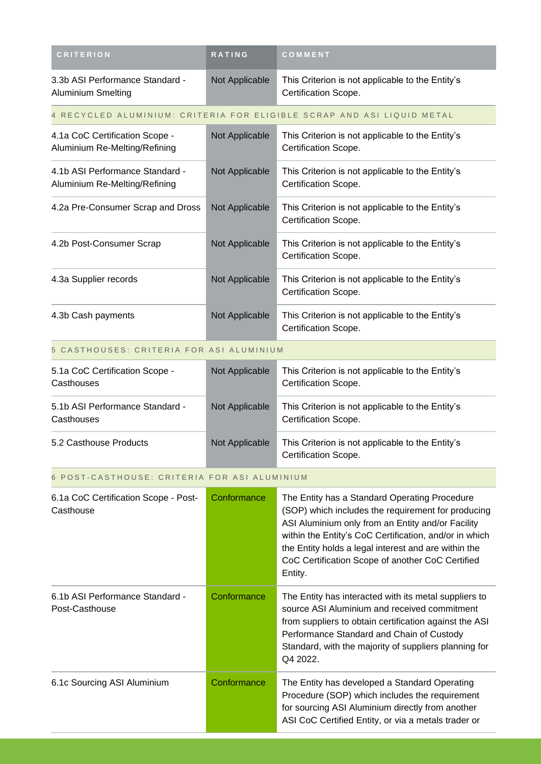| CRITERION | RATING | COMMENT |
| --- | --- | --- |
| 3.3b ASI Performance Standard - Aluminium Smelting | Not Applicable | This Criterion is not applicable to the Entity's Certification Scope. |
| **4 RECYCLED ALUMINIUM: CRITERIA FOR ELIGIBLE SCRAP AND ASI LIQUID METAL** | | |
| 4.1a CoC Certification Scope - Aluminium Re-Melting/Refining | Not Applicable | This Criterion is not applicable to the Entity's Certification Scope. |
| 4.1b ASI Performance Standard - Aluminium Re-Melting/Refining | Not Applicable | This Criterion is not applicable to the Entity's Certification Scope. |
| 4.2a Pre-Consumer Scrap and Dross | Not Applicable | This Criterion is not applicable to the Entity's Certification Scope. |
| 4.2b Post-Consumer Scrap | Not Applicable | This Criterion is not applicable to the Entity's Certification Scope. |
| 4.3a Supplier records | Not Applicable | This Criterion is not applicable to the Entity's Certification Scope. |
| 4.3b Cash payments | Not Applicable | This Criterion is not applicable to the Entity's Certification Scope. |
| **5 CASTHOUSES: CRITERIA FOR ASI ALUMINIUM** | | |
| 5.1a CoC Certification Scope - Casthouses | Not Applicable | This Criterion is not applicable to the Entity's Certification Scope. |
| 5.1b ASI Performance Standard - Casthouses | Not Applicable | This Criterion is not applicable to the Entity's Certification Scope. |
| 5.2 Casthouse Products | Not Applicable | This Criterion is not applicable to the Entity's Certification Scope. |
| **6 POST-CASTHOUSE: CRITERIA FOR ASI ALUMINIUM** | | |
| 6.1a CoC Certification Scope - Post-Casthouse | Conformance | The Entity has a Standard Operating Procedure (SOP) which includes the requirement for producing ASI Aluminium only from an Entity and/or Facility within the Entity's CoC Certification, and/or in which the Entity holds a legal interest and are within the CoC Certification Scope of another CoC Certified Entity. |
| 6.1b ASI Performance Standard - Post-Casthouse | Conformance | The Entity has interacted with its metal suppliers to source ASI Aluminium and received commitment from suppliers to obtain certification against the ASI Performance Standard and Chain of Custody Standard, with the majority of suppliers planning for Q4 2022. |
| 6.1c Sourcing ASI Aluminium | Conformance | The Entity has developed a Standard Operating Procedure (SOP) which includes the requirement for sourcing ASI Aluminium directly from another ASI CoC Certified Entity, or via a metals trader or |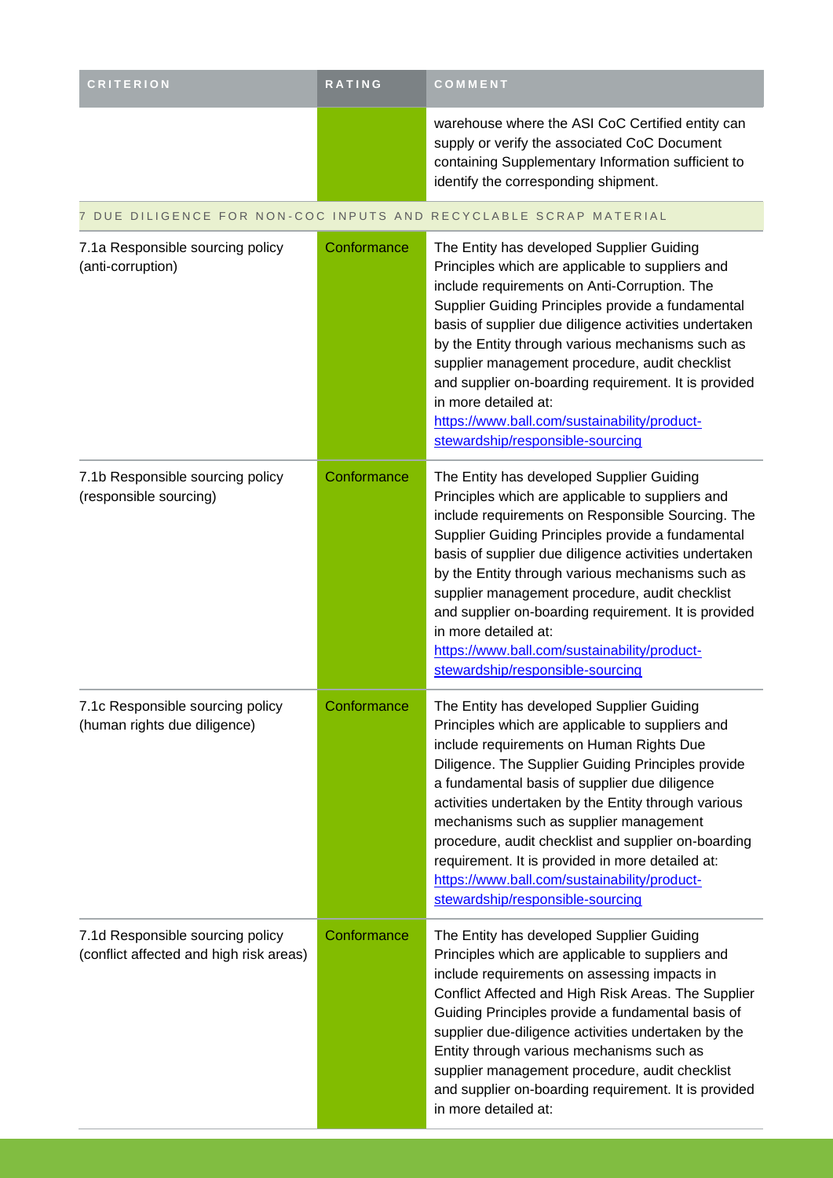| CRITERION | RATING | COMMENT |
| --- | --- | --- |
| | | warehouse where the ASI CoC Certified entity can supply or verify the associated CoC Document containing Supplementary Information sufficient to identify the corresponding shipment. |
| **7 DUE DILIGENCE FOR NON-COC INPUTS AND RECYCLABLE SCRAP MATERIAL** | | |
| 7.1a Responsible sourcing policy (anti-corruption) | Conformance | The Entity has developed Supplier Guiding Principles which are applicable to suppliers and include requirements on Anti-Corruption. The Supplier Guiding Principles provide a fundamental basis of supplier due diligence activities undertaken by the Entity through various mechanisms such as supplier management procedure, audit checklist and supplier on-boarding requirement. It is provided in more detailed at: https://www.ball.com/sustainability/product-stewardship/responsible-sourcing |
| 7.1b Responsible sourcing policy (responsible sourcing) | Conformance | The Entity has developed Supplier Guiding Principles which are applicable to suppliers and include requirements on Responsible Sourcing. The Supplier Guiding Principles provide a fundamental basis of supplier due diligence activities undertaken by the Entity through various mechanisms such as supplier management procedure, audit checklist and supplier on-boarding requirement. It is provided in more detailed at: https://www.ball.com/sustainability/product-stewardship/responsible-sourcing |
| 7.1c Responsible sourcing policy (human rights due diligence) | Conformance | The Entity has developed Supplier Guiding Principles which are applicable to suppliers and include requirements on Human Rights Due Diligence. The Supplier Guiding Principles provide a fundamental basis of supplier due diligence activities undertaken by the Entity through various mechanisms such as supplier management procedure, audit checklist and supplier on-boarding requirement. It is provided in more detailed at: https://www.ball.com/sustainability/product-stewardship/responsible-sourcing |
| 7.1d Responsible sourcing policy (conflict affected and high risk areas) | Conformance | The Entity has developed Supplier Guiding Principles which are applicable to suppliers and include requirements on assessing impacts in Conflict Affected and High Risk Areas. The Supplier Guiding Principles provide a fundamental basis of supplier due-diligence activities undertaken by the Entity through various mechanisms such as supplier management procedure, audit checklist and supplier on-boarding requirement. It is provided in more detailed at: |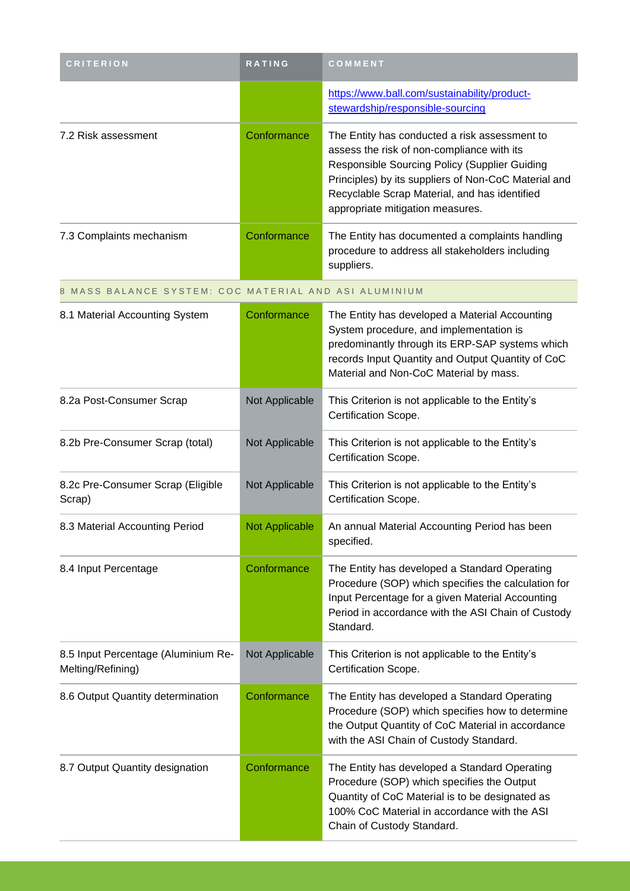| CRITERION | RATING | COMMENT |
| --- | --- | --- |
| | | https://www.ball.com/sustainability/product-stewardship/responsible-sourcing |
| 7.2 Risk assessment | Conformance | The Entity has conducted a risk assessment to assess the risk of non-compliance with its Responsible Sourcing Policy (Supplier Guiding Principles) by its suppliers of Non-CoC Material and Recyclable Scrap Material, and has identified appropriate mitigation measures. |
| 7.3 Complaints mechanism | Conformance | The Entity has documented a complaints handling procedure to address all stakeholders including suppliers. |
| 8 MASS BALANCE SYSTEM: COC MATERIAL AND ASI ALUMINIUM | | |
| 8.1 Material Accounting System | Conformance | The Entity has developed a Material Accounting System procedure, and implementation is predominantly through its ERP-SAP systems which records Input Quantity and Output Quantity of CoC Material and Non-CoC Material by mass. |
| 8.2a Post-Consumer Scrap | Not Applicable | This Criterion is not applicable to the Entity's Certification Scope. |
| 8.2b Pre-Consumer Scrap (total) | Not Applicable | This Criterion is not applicable to the Entity's Certification Scope. |
| 8.2c Pre-Consumer Scrap (Eligible Scrap) | Not Applicable | This Criterion is not applicable to the Entity's Certification Scope. |
| 8.3 Material Accounting Period | Not Applicable | An annual Material Accounting Period has been specified. |
| 8.4 Input Percentage | Conformance | The Entity has developed a Standard Operating Procedure (SOP) which specifies the calculation for Input Percentage for a given Material Accounting Period in accordance with the ASI Chain of Custody Standard. |
| 8.5 Input Percentage (Aluminium Re-Melting/Refining) | Not Applicable | This Criterion is not applicable to the Entity's Certification Scope. |
| 8.6 Output Quantity determination | Conformance | The Entity has developed a Standard Operating Procedure (SOP) which specifies how to determine the Output Quantity of CoC Material in accordance with the ASI Chain of Custody Standard. |
| 8.7 Output Quantity designation | Conformance | The Entity has developed a Standard Operating Procedure (SOP) which specifies the Output Quantity of CoC Material is to be designated as 100% CoC Material in accordance with the ASI Chain of Custody Standard. |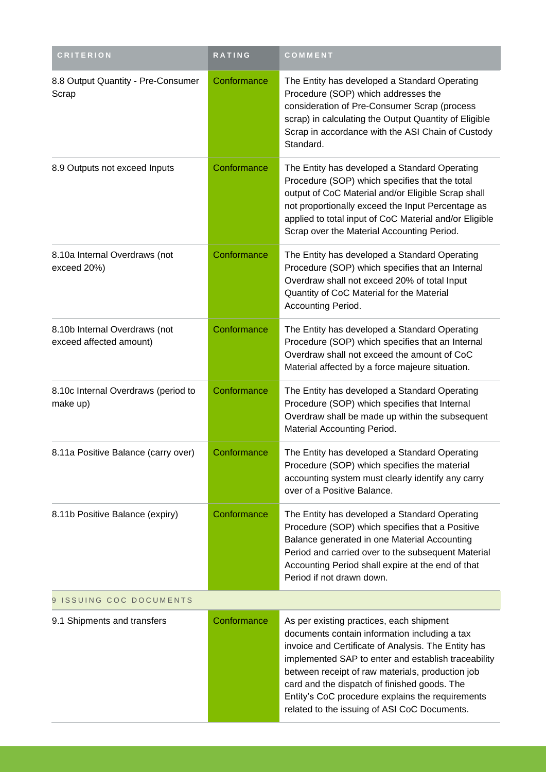| CRITERION | RATING | COMMENT |
|---|---|---|
| 8.8 Output Quantity - Pre-Consumer Scrap | Conformance | The Entity has developed a Standard Operating Procedure (SOP) which addresses the consideration of Pre-Consumer Scrap (process scrap) in calculating the Output Quantity of Eligible Scrap in accordance with the ASI Chain of Custody Standard. |
| 8.9 Outputs not exceed Inputs | Conformance | The Entity has developed a Standard Operating Procedure (SOP) which specifies that the total output of CoC Material and/or Eligible Scrap shall not proportionally exceed the Input Percentage as applied to total input of CoC Material and/or Eligible Scrap over the Material Accounting Period. |
| 8.10a Internal Overdraws (not exceed 20%) | Conformance | The Entity has developed a Standard Operating Procedure (SOP) which specifies that an Internal Overdraw shall not exceed 20% of total Input Quantity of CoC Material for the Material Accounting Period. |
| 8.10b Internal Overdraws (not exceed affected amount) | Conformance | The Entity has developed a Standard Operating Procedure (SOP) which specifies that an Internal Overdraw shall not exceed the amount of CoC Material affected by a force majeure situation. |
| 8.10c Internal Overdraws (period to make up) | Conformance | The Entity has developed a Standard Operating Procedure (SOP) which specifies that Internal Overdraw shall be made up within the subsequent Material Accounting Period. |
| 8.11a Positive Balance (carry over) | Conformance | The Entity has developed a Standard Operating Procedure (SOP) which specifies the material accounting system must clearly identify any carry over of a Positive Balance. |
| 8.11b Positive Balance (expiry) | Conformance | The Entity has developed a Standard Operating Procedure (SOP) which specifies that a Positive Balance generated in one Material Accounting Period and carried over to the subsequent Material Accounting Period shall expire at the end of that Period if not drawn down. |
| 9 ISSUING COC DOCUMENTS | | |
| 9.1 Shipments and transfers | Conformance | As per existing practices, each shipment documents contain information including a tax invoice and Certificate of Analysis. The Entity has implemented SAP to enter and establish traceability between receipt of raw materials, production job card and the dispatch of finished goods. The Entity's CoC procedure explains the requirements related to the issuing of ASI CoC Documents. |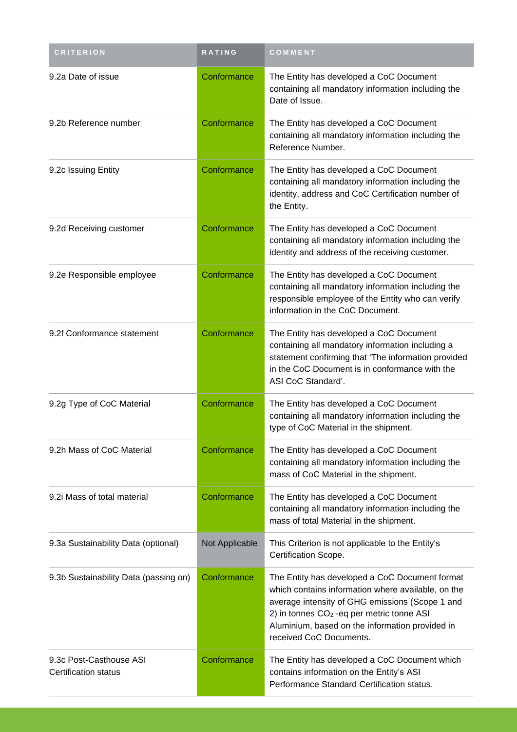| CRITERION | RATING | COMMENT |
| --- | --- | --- |
| 9.2a Date of issue | Conformance | The Entity has developed a CoC Document containing all mandatory information including the Date of Issue. |
| 9.2b Reference number | Conformance | The Entity has developed a CoC Document containing all mandatory information including the Reference Number. |
| 9.2c Issuing Entity | Conformance | The Entity has developed a CoC Document containing all mandatory information including the identity, address and CoC Certification number of the Entity. |
| 9.2d Receiving customer | Conformance | The Entity has developed a CoC Document containing all mandatory information including the identity and address of the receiving customer. |
| 9.2e Responsible employee | Conformance | The Entity has developed a CoC Document containing all mandatory information including the responsible employee of the Entity who can verify information in the CoC Document. |
| 9.2f Conformance statement | Conformance | The Entity has developed a CoC Document containing all mandatory information including a statement confirming that 'The information provided in the CoC Document is in conformance with the ASI CoC Standard'. |
| 9.2g Type of CoC Material | Conformance | The Entity has developed a CoC Document containing all mandatory information including the type of CoC Material in the shipment. |
| 9.2h Mass of CoC Material | Conformance | The Entity has developed a CoC Document containing all mandatory information including the mass of CoC Material in the shipment. |
| 9.2i Mass of total material | Conformance | The Entity has developed a CoC Document containing all mandatory information including the mass of total Material in the shipment. |
| 9.3a Sustainability Data (optional) | Not Applicable | This Criterion is not applicable to the Entity's Certification Scope. |
| 9.3b Sustainability Data (passing on) | Conformance | The Entity has developed a CoC Document format which contains information where available, on the average intensity of GHG emissions (Scope 1 and 2) in tonnes $CO_2$ -eq per metric tonne ASI Aluminium, based on the information provided in received CoC Documents. |
| 9.3c Post-Casthouse ASI Certification status | Conformance | The Entity has developed a CoC Document which contains information on the Entity's ASI Performance Standard Certification status. |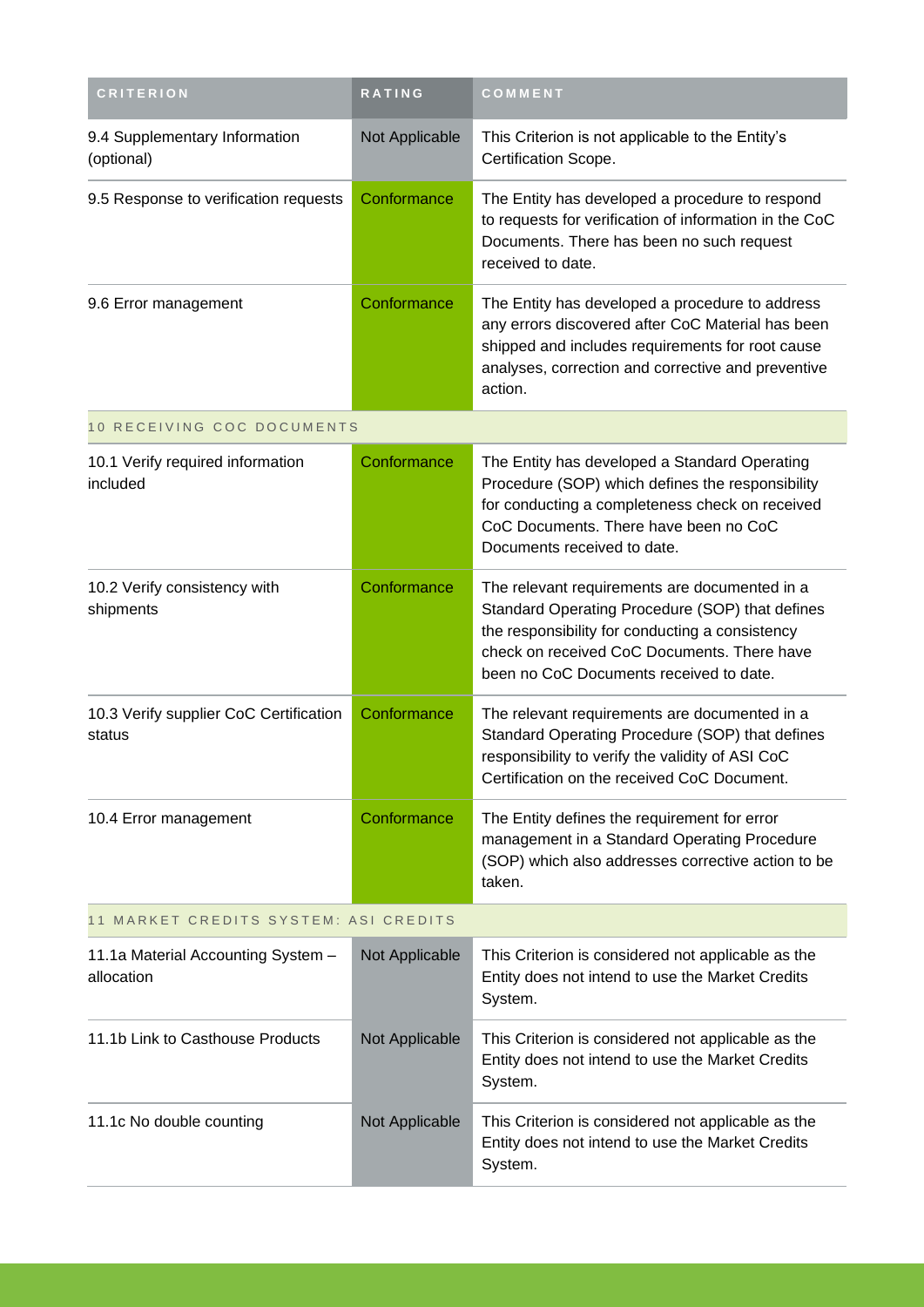| CRITERION | RATING | COMMENT |
| --- | --- | --- |
| 9.4 Supplementary Information (optional) | Not Applicable | This Criterion is not applicable to the Entity's Certification Scope. |
| 9.5 Response to verification requests | Conformance | The Entity has developed a procedure to respond to requests for verification of information in the CoC Documents. There has been no such request received to date. |
| 9.6 Error management | Conformance | The Entity has developed a procedure to address any errors discovered after CoC Material has been shipped and includes requirements for root cause analyses, correction and corrective and preventive action. |
| 10 RECEIVING COC DOCUMENTS | | |
| 10.1 Verify required information included | Conformance | The Entity has developed a Standard Operating Procedure (SOP) which defines the responsibility for conducting a completeness check on received CoC Documents. There have been no CoC Documents received to date. |
| 10.2 Verify consistency with shipments | Conformance | The relevant requirements are documented in a Standard Operating Procedure (SOP) that defines the responsibility for conducting a consistency check on received CoC Documents. There have been no CoC Documents received to date. |
| 10.3 Verify supplier CoC Certification status | Conformance | The relevant requirements are documented in a Standard Operating Procedure (SOP) that defines responsibility to verify the validity of ASI CoC Certification on the received CoC Document. |
| 10.4 Error management | Conformance | The Entity defines the requirement for error management in a Standard Operating Procedure (SOP) which also addresses corrective action to be taken. |
| 11 MARKET CREDITS SYSTEM: ASI CREDITS | | |
| 11.1a Material Accounting System – allocation | Not Applicable | This Criterion is considered not applicable as the Entity does not intend to use the Market Credits System. |
| 11.1b Link to Casthouse Products | Not Applicable | This Criterion is considered not applicable as the Entity does not intend to use the Market Credits System. |
| 11.1c No double counting | Not Applicable | This Criterion is considered not applicable as the Entity does not intend to use the Market Credits System. |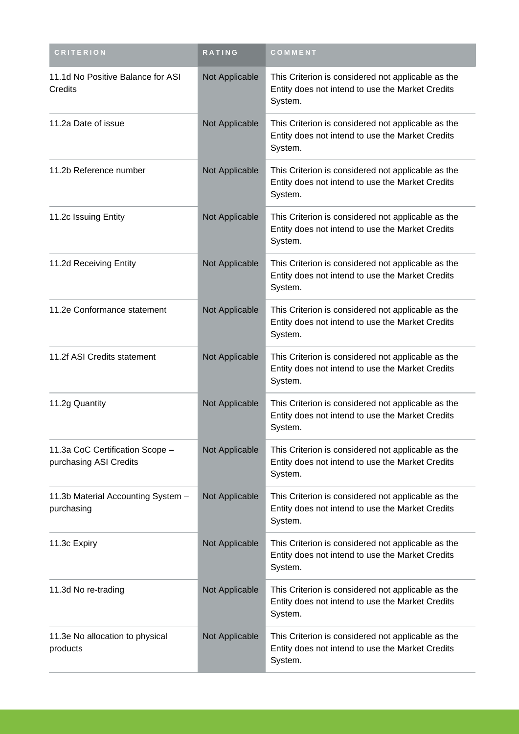| CRITERION | RATING | COMMENT |
| --- | --- | --- |
| 11.1d No Positive Balance for ASI Credits | Not Applicable | This Criterion is considered not applicable as the Entity does not intend to use the Market Credits System. |
| 11.2a Date of issue | Not Applicable | This Criterion is considered not applicable as the Entity does not intend to use the Market Credits System. |
| 11.2b Reference number | Not Applicable | This Criterion is considered not applicable as the Entity does not intend to use the Market Credits System. |
| 11.2c Issuing Entity | Not Applicable | This Criterion is considered not applicable as the Entity does not intend to use the Market Credits System. |
| 11.2d Receiving Entity | Not Applicable | This Criterion is considered not applicable as the Entity does not intend to use the Market Credits System. |
| 11.2e Conformance statement | Not Applicable | This Criterion is considered not applicable as the Entity does not intend to use the Market Credits System. |
| 11.2f ASI Credits statement | Not Applicable | This Criterion is considered not applicable as the Entity does not intend to use the Market Credits System. |
| 11.2g Quantity | Not Applicable | This Criterion is considered not applicable as the Entity does not intend to use the Market Credits System. |
| 11.3a CoC Certification Scope – purchasing ASI Credits | Not Applicable | This Criterion is considered not applicable as the Entity does not intend to use the Market Credits System. |
| 11.3b Material Accounting System – purchasing | Not Applicable | This Criterion is considered not applicable as the Entity does not intend to use the Market Credits System. |
| 11.3c Expiry | Not Applicable | This Criterion is considered not applicable as the Entity does not intend to use the Market Credits System. |
| 11.3d No re-trading | Not Applicable | This Criterion is considered not applicable as the Entity does not intend to use the Market Credits System. |
| 11.3e No allocation to physical products | Not Applicable | This Criterion is considered not applicable as the Entity does not intend to use the Market Credits System. |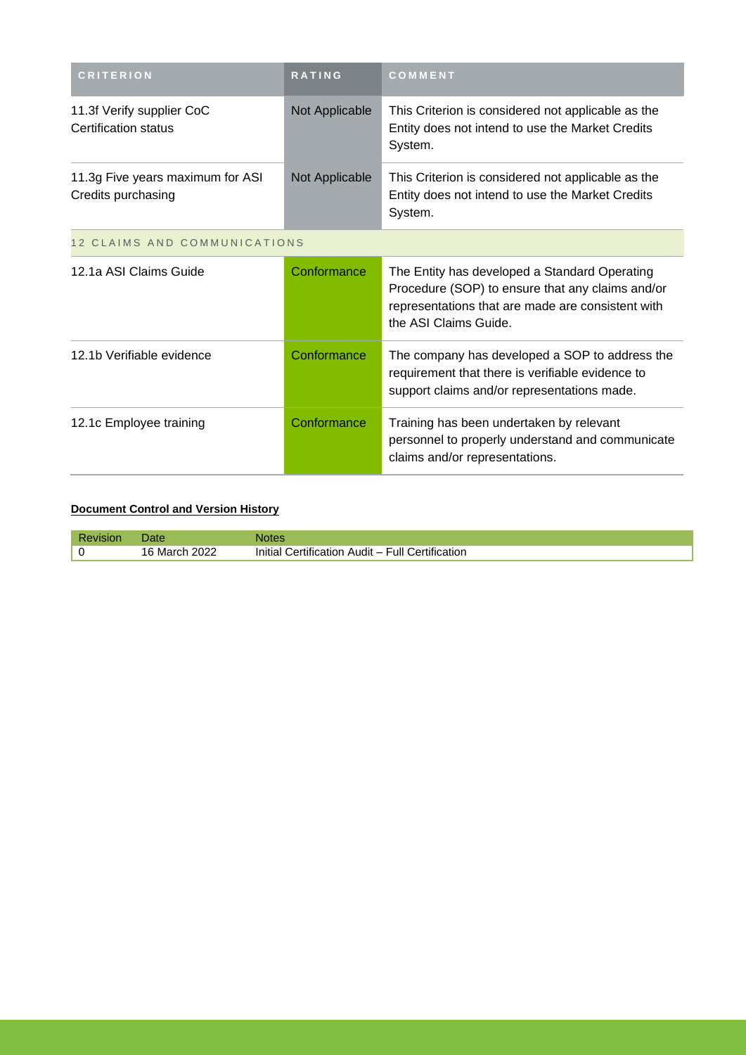| CRITERION | RATING | COMMENT |
|---|---|---|
| 11.3f Verify supplier CoC Certification status | Not Applicable | This Criterion is considered not applicable as the Entity does not intend to use the Market Credits System. |
| 11.3g Five years maximum for ASI Credits purchasing | Not Applicable | This Criterion is considered not applicable as the Entity does not intend to use the Market Credits System. |
| 12 CLAIMS AND COMMUNICATIONS | | |
| 12.1a ASI Claims Guide | Conformance | The Entity has developed a Standard Operating Procedure (SOP) to ensure that any claims and/or representations that are made are consistent with the ASI Claims Guide. |
| 12.1b Verifiable evidence | Conformance | The company has developed a SOP to address the requirement that there is verifiable evidence to support claims and/or representations made. |
| 12.1c Employee training | Conformance | Training has been undertaken by relevant personnel to properly understand and communicate claims and/or representations. |

**Document Control and Version History**

| Revision | Date | Notes |
|---|---|---|
| 0 | 16 March 2022 | Initial Certification Audit – Full Certification |